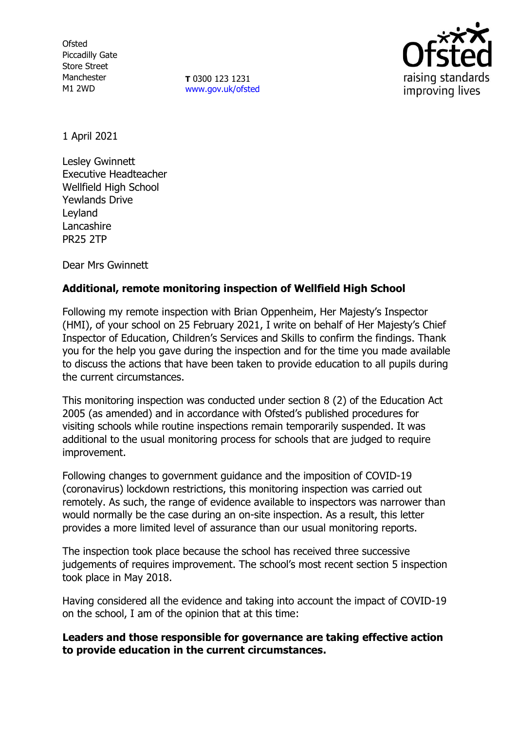Ofsted
Piccadilly Gate
Store Street
Manchester
M1 2WD

**T** 0300 123 1231
www.gov.uk/ofsted

1 April 2021

Lesley Gwinnett
Executive Headteacher
Wellfield High School
Yewlands Drive
Leyland
Lancashire
PR25 2TP

Dear Mrs Gwinnett

**Additional, remote monitoring inspection of Wellfield High School**

Following my remote inspection with Brian Oppenheim, Her Majesty's Inspector (HMI), of your school on 25 February 2021, I write on behalf of Her Majesty's Chief Inspector of Education, Children's Services and Skills to confirm the findings. Thank you for the help you gave during the inspection and for the time you made available to discuss the actions that have been taken to provide education to all pupils during the current circumstances.

This monitoring inspection was conducted under section 8 (2) of the Education Act 2005 (as amended) and in accordance with Ofsted's published procedures for visiting schools while routine inspections remain temporarily suspended. It was additional to the usual monitoring process for schools that are judged to require improvement.

Following changes to government guidance and the imposition of COVID-19 (coronavirus) lockdown restrictions, this monitoring inspection was carried out remotely. As such, the range of evidence available to inspectors was narrower than would normally be the case during an on-site inspection. As a result, this letter provides a more limited level of assurance than our usual monitoring reports.

The inspection took place because the school has received three successive judgements of requires improvement. The school's most recent section 5 inspection took place in May 2018.

Having considered all the evidence and taking into account the impact of COVID-19 on the school, I am of the opinion that at this time:

**Leaders and those responsible for governance are taking effective action to provide education in the current circumstances.**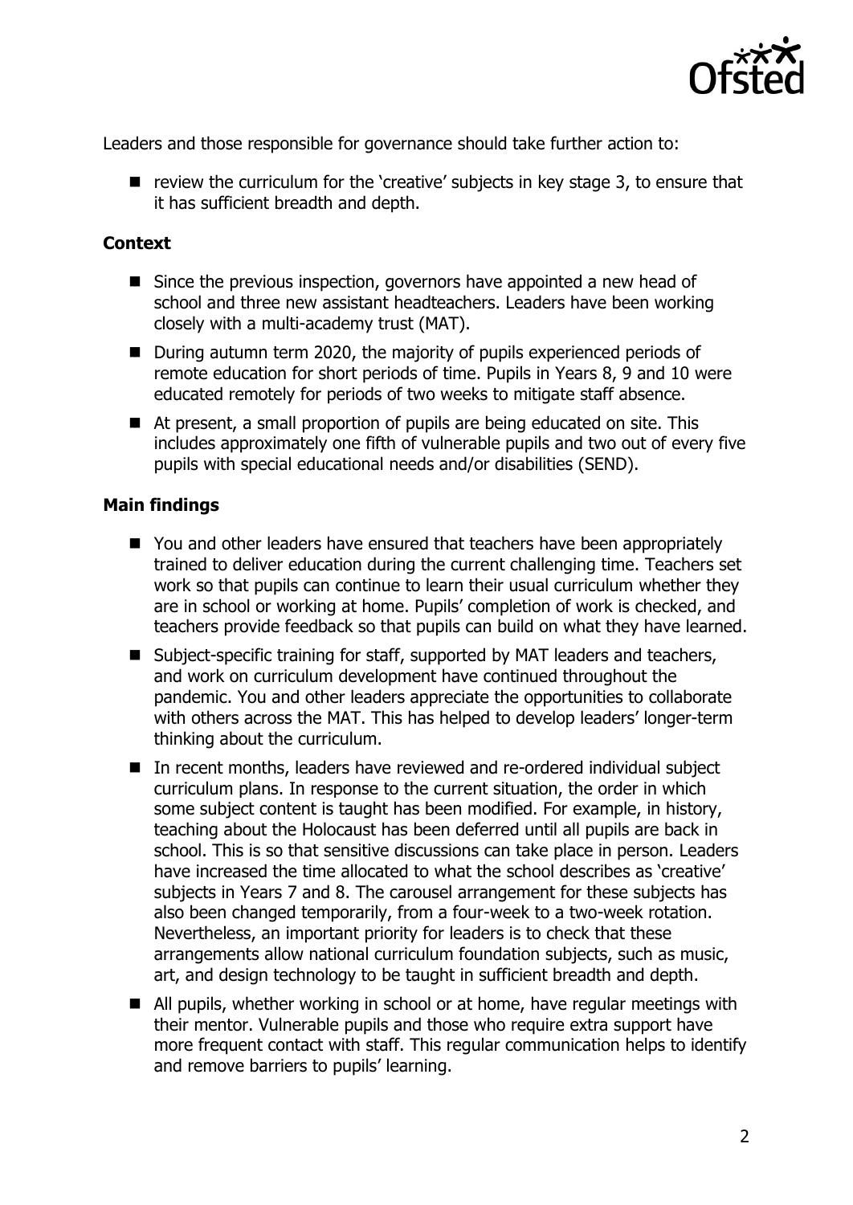Leaders and those responsible for governance should take further action to:

- review the curriculum for the 'creative' subjects in key stage 3, to ensure that it has sufficient breadth and depth.

### Context

- Since the previous inspection, governors have appointed a new head of school and three new assistant headteachers. Leaders have been working closely with a multi-academy trust (MAT).
- During autumn term 2020, the majority of pupils experienced periods of remote education for short periods of time. Pupils in Years 8, 9 and 10 were educated remotely for periods of two weeks to mitigate staff absence.
- At present, a small proportion of pupils are being educated on site. This includes approximately one fifth of vulnerable pupils and two out of every five pupils with special educational needs and/or disabilities (SEND).

### Main findings

- You and other leaders have ensured that teachers have been appropriately trained to deliver education during the current challenging time. Teachers set work so that pupils can continue to learn their usual curriculum whether they are in school or working at home. Pupils' completion of work is checked, and teachers provide feedback so that pupils can build on what they have learned.
- Subject-specific training for staff, supported by MAT leaders and teachers, and work on curriculum development have continued throughout the pandemic. You and other leaders appreciate the opportunities to collaborate with others across the MAT. This has helped to develop leaders' longer-term thinking about the curriculum.
- In recent months, leaders have reviewed and re-ordered individual subject curriculum plans. In response to the current situation, the order in which some subject content is taught has been modified. For example, in history, teaching about the Holocaust has been deferred until all pupils are back in school. This is so that sensitive discussions can take place in person. Leaders have increased the time allocated to what the school describes as 'creative' subjects in Years 7 and 8. The carousel arrangement for these subjects has also been changed temporarily, from a four-week to a two-week rotation. Nevertheless, an important priority for leaders is to check that these arrangements allow national curriculum foundation subjects, such as music, art, and design technology to be taught in sufficient breadth and depth.
- All pupils, whether working in school or at home, have regular meetings with their mentor. Vulnerable pupils and those who require extra support have more frequent contact with staff. This regular communication helps to identify and remove barriers to pupils' learning.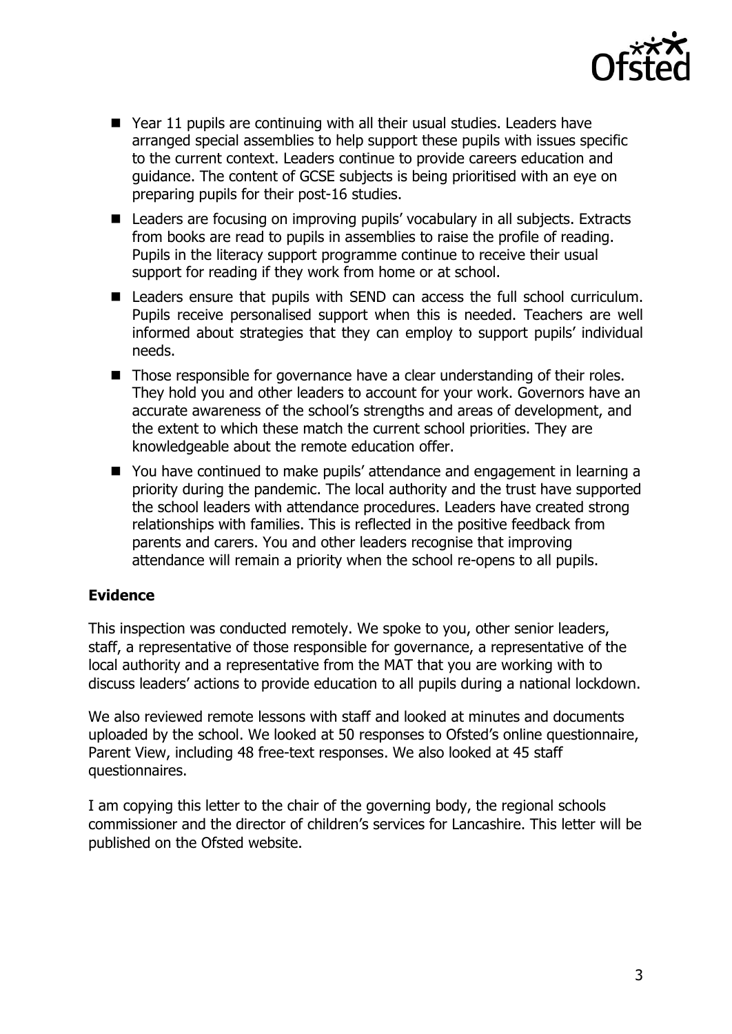- Year 11 pupils are continuing with all their usual studies. Leaders have arranged special assemblies to help support these pupils with issues specific to the current context. Leaders continue to provide careers education and guidance. The content of GCSE subjects is being prioritised with an eye on preparing pupils for their post-16 studies.
- Leaders are focusing on improving pupils' vocabulary in all subjects. Extracts from books are read to pupils in assemblies to raise the profile of reading. Pupils in the literacy support programme continue to receive their usual support for reading if they work from home or at school.
- Leaders ensure that pupils with SEND can access the full school curriculum. Pupils receive personalised support when this is needed. Teachers are well informed about strategies that they can employ to support pupils' individual needs.
- Those responsible for governance have a clear understanding of their roles. They hold you and other leaders to account for your work. Governors have an accurate awareness of the school's strengths and areas of development, and the extent to which these match the current school priorities. They are knowledgeable about the remote education offer.
- You have continued to make pupils' attendance and engagement in learning a priority during the pandemic. The local authority and the trust have supported the school leaders with attendance procedures. Leaders have created strong relationships with families. This is reflected in the positive feedback from parents and carers. You and other leaders recognise that improving attendance will remain a priority when the school re-opens to all pupils.

## Evidence

This inspection was conducted remotely. We spoke to you, other senior leaders, staff, a representative of those responsible for governance, a representative of the local authority and a representative from the MAT that you are working with to discuss leaders' actions to provide education to all pupils during a national lockdown.

We also reviewed remote lessons with staff and looked at minutes and documents uploaded by the school. We looked at 50 responses to Ofsted's online questionnaire, Parent View, including 48 free-text responses. We also looked at 45 staff questionnaires.

I am copying this letter to the chair of the governing body, the regional schools commissioner and the director of children's services for Lancashire. This letter will be published on the Ofsted website.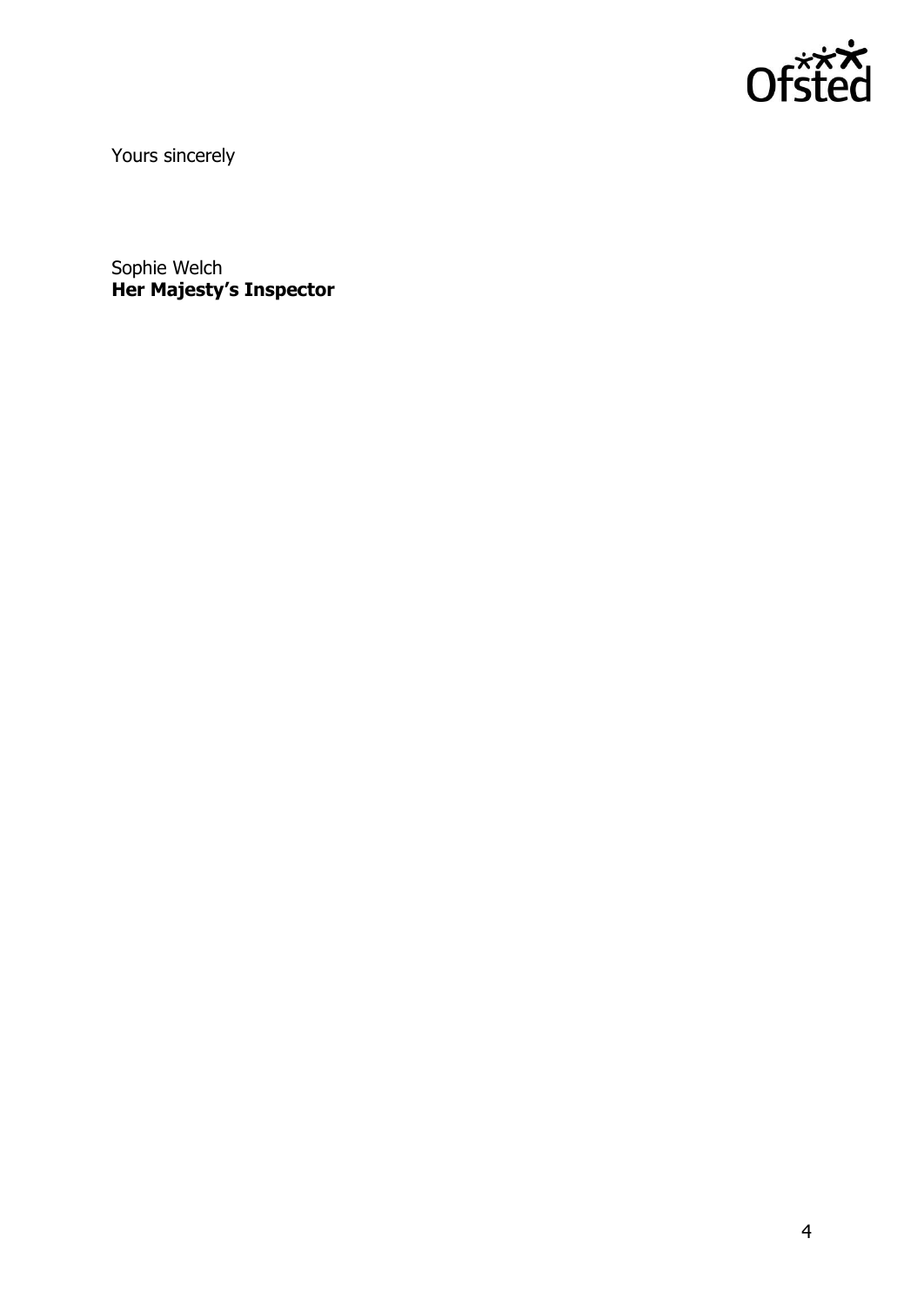Yours sincerely

Sophie Welch
**Her Majesty's Inspector**